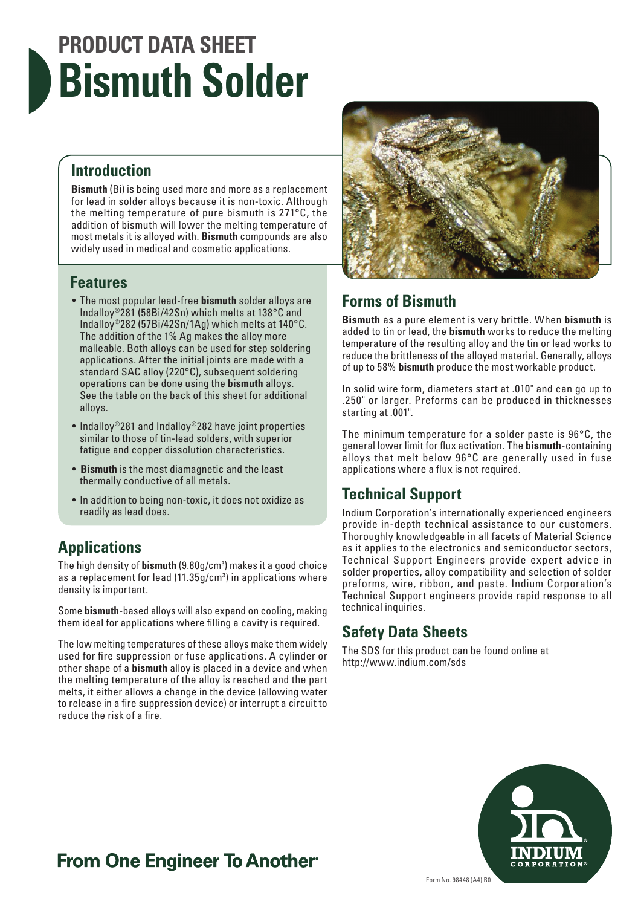# PRODUCT DATA SHEET
# Bismuth Solder

## Introduction

**Bismuth** (Bi) is being used more and more as a replacement for lead in solder alloys because it is non-toxic. Although the melting temperature of pure bismuth is 271°C, the addition of bismuth will lower the melting temperature of most metals it is alloyed with. **Bismuth** compounds are also widely used in medical and cosmetic applications.

## Features

- The most popular lead-free **bismuth** solder alloys are Indalloy®281 (58Bi/42Sn) which melts at 138°C and Indalloy®282 (57Bi/42Sn/1Ag) which melts at 140°C. The addition of the 1% Ag makes the alloy more malleable. Both alloys can be used for step soldering applications. After the initial joints are made with a standard SAC alloy (220°C), subsequent soldering operations can be done using the **bismuth** alloys. See the table on the back of this sheet for additional alloys.
- Indalloy®281 and Indalloy®282 have joint properties similar to those of tin-lead solders, with superior fatigue and copper dissolution characteristics.
- **Bismuth** is the most diamagnetic and the least thermally conductive of all metals.
- In addition to being non-toxic, it does not oxidize as readily as lead does.

## Applications

The high density of **bismuth** (9.80g/cm$^3$) makes it a good choice as a replacement for lead (11.35g/cm$^3$) in applications where density is important.

Some **bismuth**-based alloys will also expand on cooling, making them ideal for applications where filling a cavity is required.

The low melting temperatures of these alloys make them widely used for fire suppression or fuse applications. A cylinder or other shape of a **bismuth** alloy is placed in a device and when the melting temperature of the alloy is reached and the part melts, it either allows a change in the device (allowing water to release in a fire suppression device) or interrupt a circuit to reduce the risk of a fire.

## Forms of Bismuth

**Bismuth** as a pure element is very brittle. When **bismuth** is added to tin or lead, the **bismuth** works to reduce the melting temperature of the resulting alloy and the tin or lead works to reduce the brittleness of the alloyed material. Generally, alloys of up to 58% **bismuth** produce the most workable product.

In solid wire form, diameters start at .010" and can go up to .250" or larger. Preforms can be produced in thicknesses starting at .001".

The minimum temperature for a solder paste is 96°C, the general lower limit for flux activation. The **bismuth**-containing alloys that melt below 96°C are generally used in fuse applications where a flux is not required.

## Technical Support

Indium Corporation's internationally experienced engineers provide in-depth technical assistance to our customers. Thoroughly knowledgeable in all facets of Material Science as it applies to the electronics and semiconductor sectors, Technical Support Engineers provide expert advice in solder properties, alloy compatibility and selection of solder preforms, wire, ribbon, and paste. Indium Corporation's Technical Support engineers provide rapid response to all technical inquiries.

## Safety Data Sheets

The SDS for this product can be found online at http://www.indium.com/sds

From One Engineer To Another®

INDIUM CORPORATION®

Form No. 98448 (A4) R0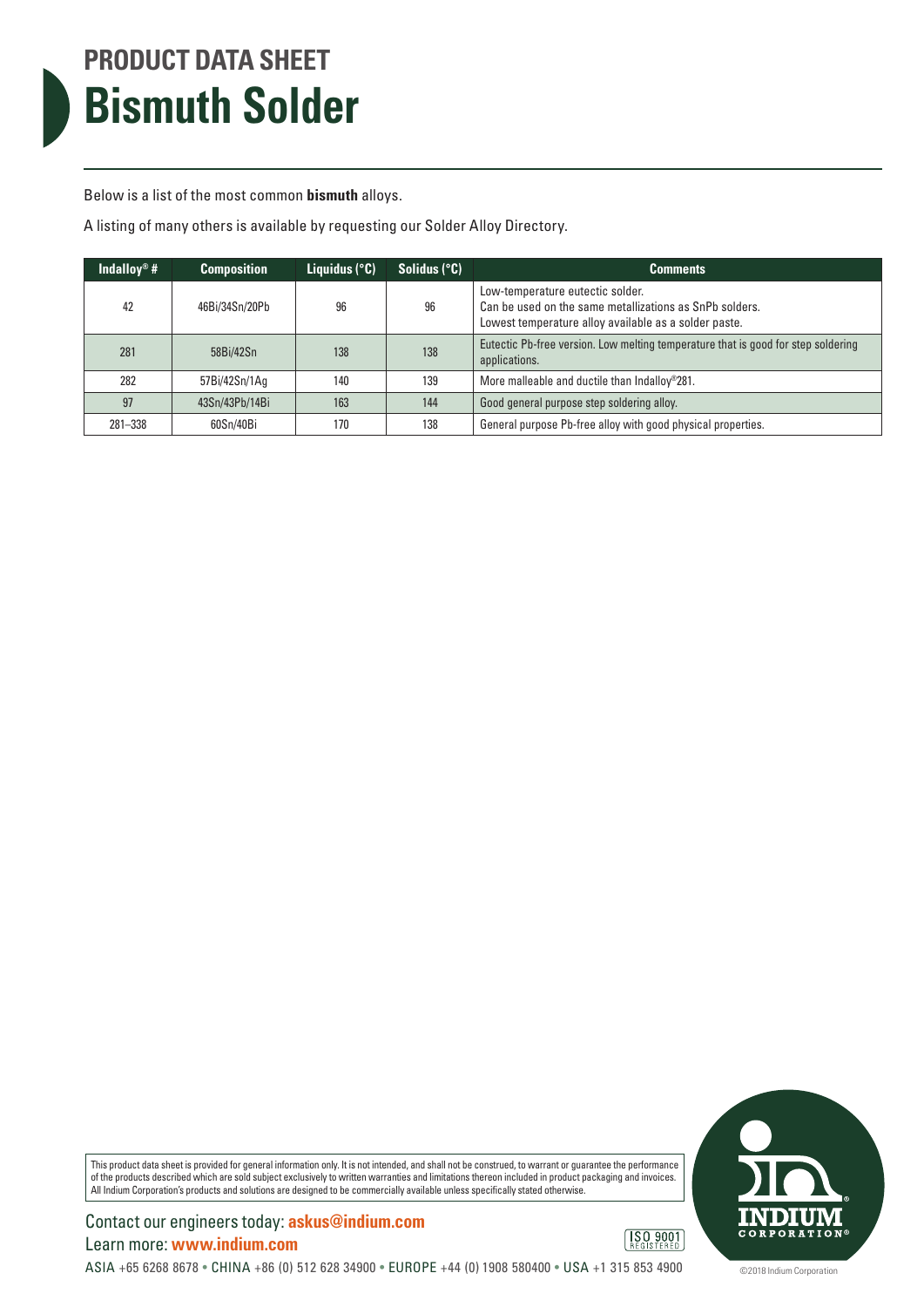# PRODUCT DATA SHEET
# Bismuth Solder

Below is a list of the most common **bismuth** alloys.

A listing of many others is available by requesting our Solder Alloy Directory.

| Indalloy® # | Composition | Liquidus (°C) | Solidus (°C) | Comments |
|---|---|---|---|---|
| 42 | 46Bi/34Sn/20Pb | 96 | 96 | Low-temperature eutectic solder. Can be used on the same metallizations as SnPb solders. Lowest temperature alloy available as a solder paste. |
| 281 | 58Bi/42Sn | 138 | 138 | Eutectic Pb-free version. Low melting temperature that is good for step soldering applications. |
| 282 | 57Bi/42Sn/1Ag | 140 | 139 | More malleable and ductile than Indalloy®281. |
| 97 | 43Sn/43Pb/14Bi | 163 | 144 | Good general purpose step soldering alloy. |
| 281–338 | 60Sn/40Bi | 170 | 138 | General purpose Pb-free alloy with good physical properties. |

This product data sheet is provided for general information only. It is not intended, and shall not be construed, to warrant or guarantee the performance of the products described which are sold subject exclusively to written warranties and limitations thereon included in product packaging and invoices. All Indium Corporation's products and solutions are designed to be commercially available unless specifically stated otherwise.

Contact our engineers today: **askus@indium.com**

Learn more: **www.indium.com**

ISO 9001 REGISTERED

ASIA +65 6268 8678 • CHINA +86 (0) 512 628 34900 • EUROPE +44 (0) 1908 580400 • USA +1 315 853 4900

INDIUM CORPORATION®

©2018 Indium Corporation